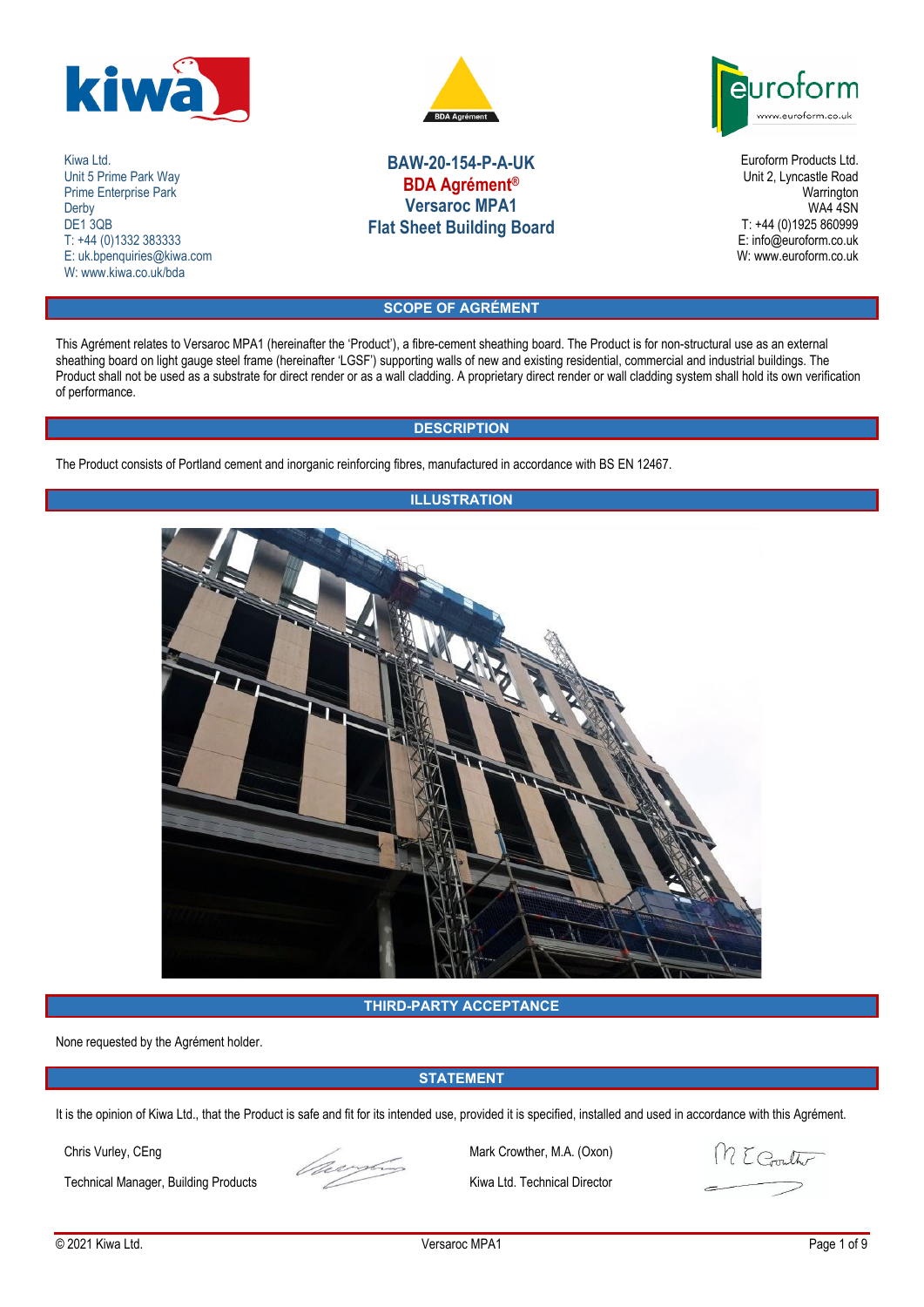Kiwa Ltd.
Unit 5 Prime Park Way
Prime Enterprise Park
Derby
DE1 3QB
T: +44 (0)1332 383333
E: uk.bpenquiries@kiwa.com
W: www.kiwa.co.uk/bda

# BAW-20-154-P-A-UK
# BDA Agrément®
# Versaroc MPA1
# Flat Sheet Building Board

Euroform Products Ltd.
Unit 2, Lyncastle Road
Warrington
WA4 4SN
T: +44 (0)1925 860999
E: info@euroform.co.uk
W: www.euroform.co.uk

## SCOPE OF AGRÉMENT

This Agrément relates to Versaroc MPA1 (hereinafter the 'Product'), a fibre-cement sheathing board. The Product is for non-structural use as an external sheathing board on light gauge steel frame (hereinafter 'LGSF') supporting walls of new and existing residential, commercial and industrial buildings. The Product shall not be used as a substrate for direct render or as a wall cladding. A proprietary direct render or wall cladding system shall hold its own verification of performance.

## DESCRIPTION

The Product consists of Portland cement and inorganic reinforcing fibres, manufactured in accordance with BS EN 12467.

## ILLUSTRATION

## THIRD-PARTY ACCEPTANCE

None requested by the Agrément holder.

## STATEMENT

It is the opinion of Kiwa Ltd., that the Product is safe and fit for its intended use, provided it is specified, installed and used in accordance with this Agrément.

Chris Vurley, CEng
Technical Manager, Building Products

Mark Crowther, M.A. (Oxon)
Kiwa Ltd. Technical Director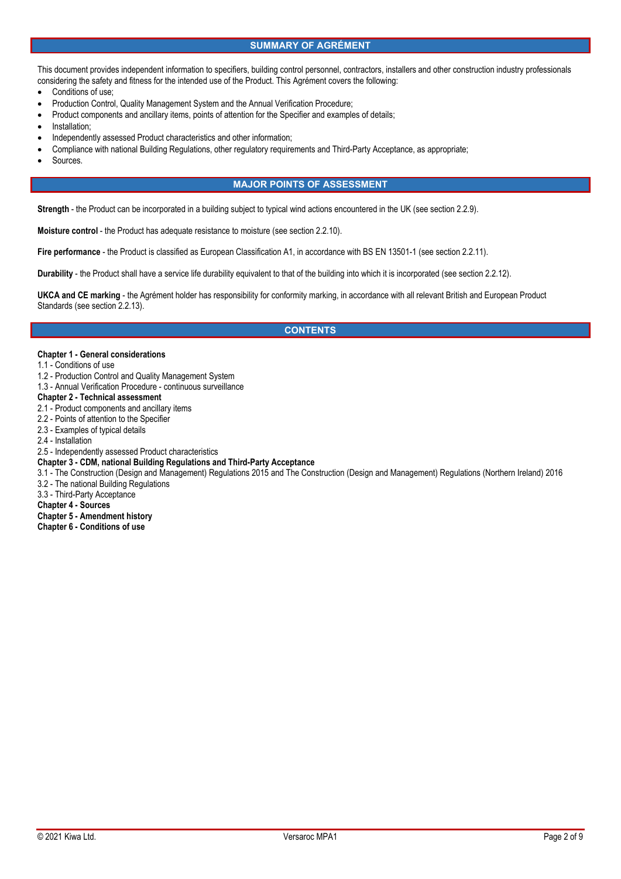## SUMMARY OF AGRÉMENT

This document provides independent information to specifiers, building control personnel, contractors, installers and other construction industry professionals considering the safety and fitness for the intended use of the Product. This Agrément covers the following:

- Conditions of use;
- Production Control, Quality Management System and the Annual Verification Procedure;
- Product components and ancillary items, points of attention for the Specifier and examples of details;
- Installation;
- Independently assessed Product characteristics and other information;
- Compliance with national Building Regulations, other regulatory requirements and Third-Party Acceptance, as appropriate;
- Sources.

## MAJOR POINTS OF ASSESSMENT

**Strength** - the Product can be incorporated in a building subject to typical wind actions encountered in the UK (see section 2.2.9).

**Moisture control** - the Product has adequate resistance to moisture (see section 2.2.10).

**Fire performance** - the Product is classified as European Classification A1, in accordance with BS EN 13501-1 (see section 2.2.11).

**Durability** - the Product shall have a service life durability equivalent to that of the building into which it is incorporated (see section 2.2.12).

**UKCA and CE marking** - the Agrément holder has responsibility for conformity marking, in accordance with all relevant British and European Product Standards (see section 2.2.13).

## CONTENTS

**Chapter 1 - General considerations**
1.1 - Conditions of use
1.2 - Production Control and Quality Management System
1.3 - Annual Verification Procedure - continuous surveillance
**Chapter 2 - Technical assessment**
2.1 - Product components and ancillary items
2.2 - Points of attention to the Specifier
2.3 - Examples of typical details
2.4 - Installation
2.5 - Independently assessed Product characteristics
**Chapter 3 - CDM, national Building Regulations and Third-Party Acceptance**
3.1 - The Construction (Design and Management) Regulations 2015 and The Construction (Design and Management) Regulations (Northern Ireland) 2016
3.2 - The national Building Regulations
3.3 - Third-Party Acceptance
**Chapter 4 - Sources**
**Chapter 5 - Amendment history**
**Chapter 6 - Conditions of use**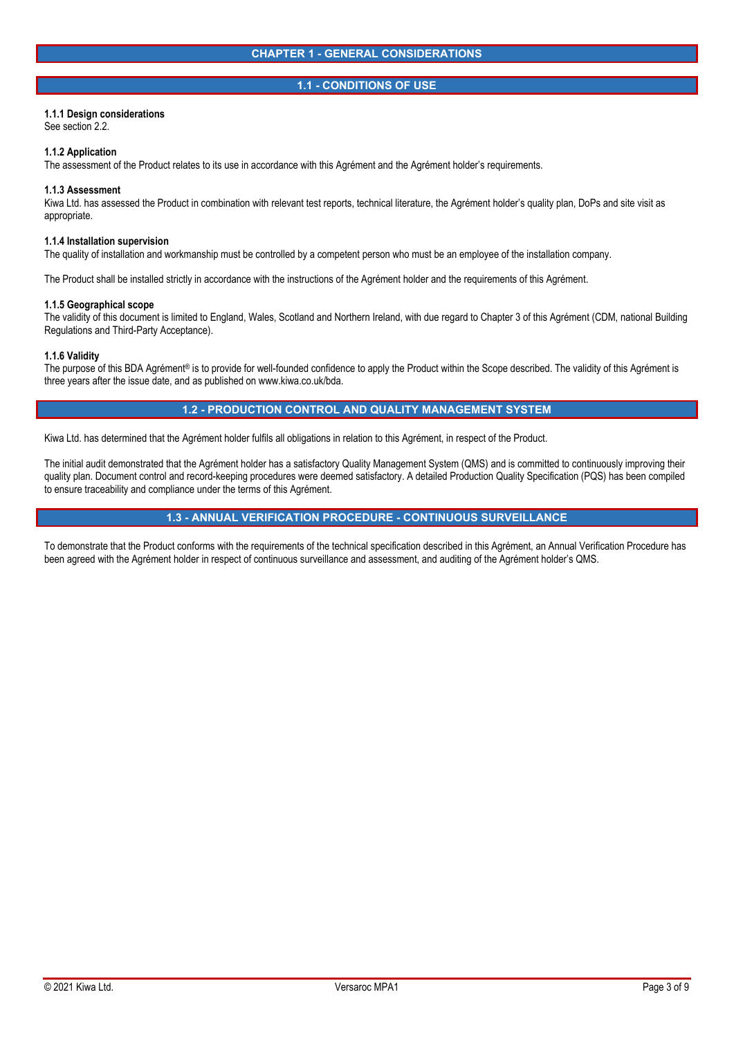# CHAPTER 1 - GENERAL CONSIDERATIONS

## 1.1 - CONDITIONS OF USE

**1.1.1 Design considerations**
See section 2.2.

**1.1.2 Application**
The assessment of the Product relates to its use in accordance with this Agrément and the Agrément holder's requirements.

**1.1.3 Assessment**
Kiwa Ltd. has assessed the Product in combination with relevant test reports, technical literature, the Agrément holder's quality plan, DoPs and site visit as appropriate.

**1.1.4 Installation supervision**
The quality of installation and workmanship must be controlled by a competent person who must be an employee of the installation company.

The Product shall be installed strictly in accordance with the instructions of the Agrément holder and the requirements of this Agrément.

**1.1.5 Geographical scope**
The validity of this document is limited to England, Wales, Scotland and Northern Ireland, with due regard to Chapter 3 of this Agrément (CDM, national Building Regulations and Third-Party Acceptance).

**1.1.6 Validity**
The purpose of this BDA Agrément® is to provide for well-founded confidence to apply the Product within the Scope described. The validity of this Agrément is three years after the issue date, and as published on www.kiwa.co.uk/bda.

## 1.2 - PRODUCTION CONTROL AND QUALITY MANAGEMENT SYSTEM

Kiwa Ltd. has determined that the Agrément holder fulfils all obligations in relation to this Agrément, in respect of the Product.

The initial audit demonstrated that the Agrément holder has a satisfactory Quality Management System (QMS) and is committed to continuously improving their quality plan. Document control and record-keeping procedures were deemed satisfactory. A detailed Production Quality Specification (PQS) has been compiled to ensure traceability and compliance under the terms of this Agrément.

## 1.3 - ANNUAL VERIFICATION PROCEDURE - CONTINUOUS SURVEILLANCE

To demonstrate that the Product conforms with the requirements of the technical specification described in this Agrément, an Annual Verification Procedure has been agreed with the Agrément holder in respect of continuous surveillance and assessment, and auditing of the Agrément holder's QMS.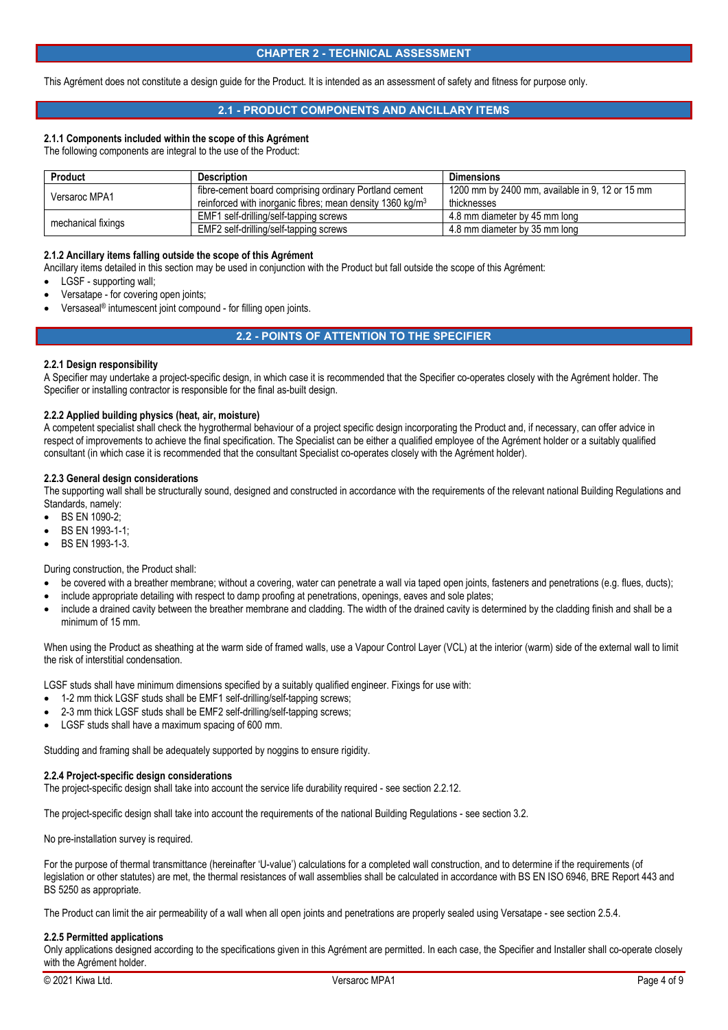## CHAPTER 2 - TECHNICAL ASSESSMENT

This Agrément does not constitute a design guide for the Product. It is intended as an assessment of safety and fitness for purpose only.

### 2.1 - PRODUCT COMPONENTS AND ANCILLARY ITEMS

#### 2.1.1 Components included within the scope of this Agrément

The following components are integral to the use of the Product:

| Product | Description | Dimensions |
|---|---|---|
| Versaroc MPA1 | fibre-cement board comprising ordinary Portland cement reinforced with inorganic fibres; mean density 1360 kg/m$^3$ | 1200 mm by 2400 mm, available in 9, 12 or 15 mm thicknesses |
| mechanical fixings | EMF1 self-drilling/self-tapping screws | 4.8 mm diameter by 45 mm long |
| | EMF2 self-drilling/self-tapping screws | 4.8 mm diameter by 35 mm long |

#### 2.1.2 Ancillary items falling outside the scope of this Agrément

Ancillary items detailed in this section may be used in conjunction with the Product but fall outside the scope of this Agrément:

- LGSF - supporting wall;
- Versatape - for covering open joints;
- Versaseal® intumescent joint compound - for filling open joints.

### 2.2 - POINTS OF ATTENTION TO THE SPECIFIER

#### 2.2.1 Design responsibility

A Specifier may undertake a project-specific design, in which case it is recommended that the Specifier co-operates closely with the Agrément holder. The Specifier or installing contractor is responsible for the final as-built design.

#### 2.2.2 Applied building physics (heat, air, moisture)

A competent specialist shall check the hygrothermal behaviour of a project specific design incorporating the Product and, if necessary, can offer advice in respect of improvements to achieve the final specification. The Specialist can be either a qualified employee of the Agrément holder or a suitably qualified consultant (in which case it is recommended that the consultant Specialist co-operates closely with the Agrément holder).

#### 2.2.3 General design considerations

The supporting wall shall be structurally sound, designed and constructed in accordance with the requirements of the relevant national Building Regulations and Standards, namely:

- BS EN 1090-2;
- BS EN 1993-1-1;
- BS EN 1993-1-3.

During construction, the Product shall:

- be covered with a breather membrane; without a covering, water can penetrate a wall via taped open joints, fasteners and penetrations (e.g. flues, ducts);
- include appropriate detailing with respect to damp proofing at penetrations, openings, eaves and sole plates;
- include a drained cavity between the breather membrane and cladding. The width of the drained cavity is determined by the cladding finish and shall be a minimum of 15 mm.

When using the Product as sheathing at the warm side of framed walls, use a Vapour Control Layer (VCL) at the interior (warm) side of the external wall to limit the risk of interstitial condensation.

LGSF studs shall have minimum dimensions specified by a suitably qualified engineer. Fixings for use with:

- 1-2 mm thick LGSF studs shall be EMF1 self-drilling/self-tapping screws;
- 2-3 mm thick LGSF studs shall be EMF2 self-drilling/self-tapping screws;
- LGSF studs shall have a maximum spacing of 600 mm.

Studding and framing shall be adequately supported by noggins to ensure rigidity.

#### 2.2.4 Project-specific design considerations

The project-specific design shall take into account the service life durability required - see section 2.2.12.

The project-specific design shall take into account the requirements of the national Building Regulations - see section 3.2.

No pre-installation survey is required.

For the purpose of thermal transmittance (hereinafter 'U-value') calculations for a completed wall construction, and to determine if the requirements (of legislation or other statutes) are met, the thermal resistances of wall assemblies shall be calculated in accordance with BS EN ISO 6946, BRE Report 443 and BS 5250 as appropriate.

The Product can limit the air permeability of a wall when all open joints and penetrations are properly sealed using Versatape - see section 2.5.4.

#### 2.2.5 Permitted applications

Only applications designed according to the specifications given in this Agrément are permitted. In each case, the Specifier and Installer shall co-operate closely with the Agrément holder.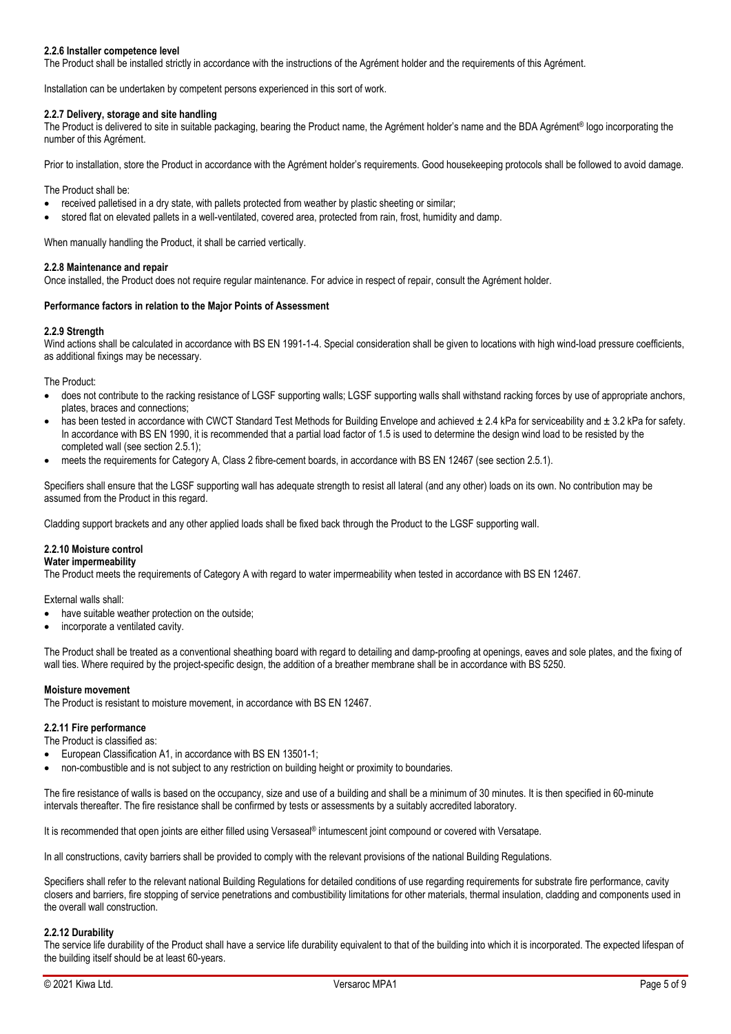#### 2.2.6 Installer competence level

The Product shall be installed strictly in accordance with the instructions of the Agrément holder and the requirements of this Agrément.

Installation can be undertaken by competent persons experienced in this sort of work.

#### 2.2.7 Delivery, storage and site handling

The Product is delivered to site in suitable packaging, bearing the Product name, the Agrément holder's name and the BDA Agrément® logo incorporating the number of this Agrément.

Prior to installation, store the Product in accordance with the Agrément holder's requirements. Good housekeeping protocols shall be followed to avoid damage.

The Product shall be:

- received palletised in a dry state, with pallets protected from weather by plastic sheeting or similar;
- stored flat on elevated pallets in a well-ventilated, covered area, protected from rain, frost, humidity and damp.

When manually handling the Product, it shall be carried vertically.

#### 2.2.8 Maintenance and repair

Once installed, the Product does not require regular maintenance. For advice in respect of repair, consult the Agrément holder.

**Performance factors in relation to the Major Points of Assessment**

#### 2.2.9 Strength

Wind actions shall be calculated in accordance with BS EN 1991-1-4. Special consideration shall be given to locations with high wind-load pressure coefficients, as additional fixings may be necessary.

The Product:

- does not contribute to the racking resistance of LGSF supporting walls; LGSF supporting walls shall withstand racking forces by use of appropriate anchors, plates, braces and connections;
- has been tested in accordance with CWCT Standard Test Methods for Building Envelope and achieved ± 2.4 kPa for serviceability and ± 3.2 kPa for safety. In accordance with BS EN 1990, it is recommended that a partial load factor of 1.5 is used to determine the design wind load to be resisted by the completed wall (see section 2.5.1);
- meets the requirements for Category A, Class 2 fibre-cement boards, in accordance with BS EN 12467 (see section 2.5.1).

Specifiers shall ensure that the LGSF supporting wall has adequate strength to resist all lateral (and any other) loads on its own. No contribution may be assumed from the Product in this regard.

Cladding support brackets and any other applied loads shall be fixed back through the Product to the LGSF supporting wall.

#### 2.2.10 Moisture control

**Water impermeability**

The Product meets the requirements of Category A with regard to water impermeability when tested in accordance with BS EN 12467.

External walls shall:

- have suitable weather protection on the outside;
- incorporate a ventilated cavity.

The Product shall be treated as a conventional sheathing board with regard to detailing and damp-proofing at openings, eaves and sole plates, and the fixing of wall ties. Where required by the project-specific design, the addition of a breather membrane shall be in accordance with BS 5250.

**Moisture movement**

The Product is resistant to moisture movement, in accordance with BS EN 12467.

#### 2.2.11 Fire performance

The Product is classified as:

- European Classification A1, in accordance with BS EN 13501-1;
- non-combustible and is not subject to any restriction on building height or proximity to boundaries.

The fire resistance of walls is based on the occupancy, size and use of a building and shall be a minimum of 30 minutes. It is then specified in 60-minute intervals thereafter. The fire resistance shall be confirmed by tests or assessments by a suitably accredited laboratory.

It is recommended that open joints are either filled using Versaseal® intumescent joint compound or covered with Versatape.

In all constructions, cavity barriers shall be provided to comply with the relevant provisions of the national Building Regulations.

Specifiers shall refer to the relevant national Building Regulations for detailed conditions of use regarding requirements for substrate fire performance, cavity closers and barriers, fire stopping of service penetrations and combustibility limitations for other materials, thermal insulation, cladding and components used in the overall wall construction.

#### 2.2.12 Durability

The service life durability of the Product shall have a service life durability equivalent to that of the building into which it is incorporated. The expected lifespan of the building itself should be at least 60-years.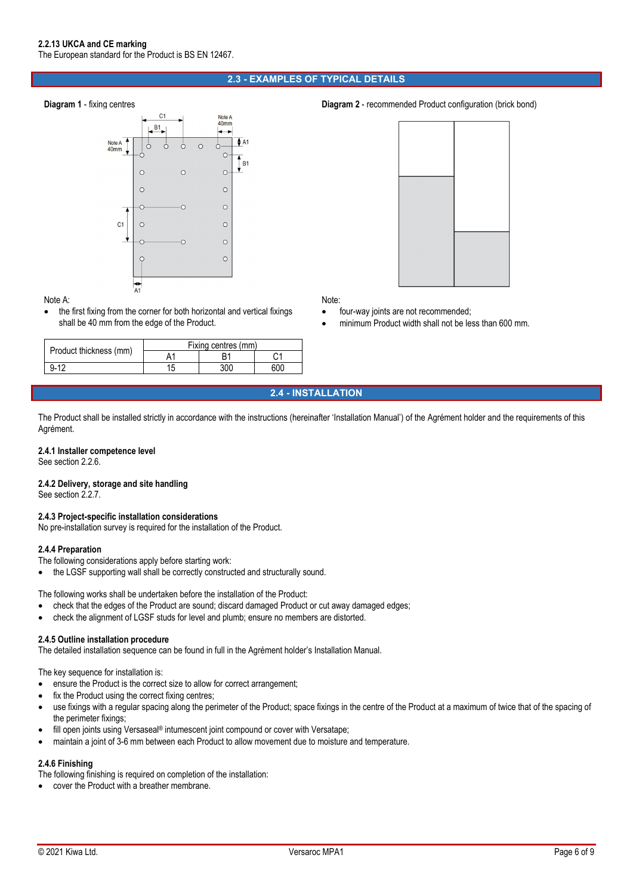#### 2.2.13 UKCA and CE marking

The European standard for the Product is BS EN 12467.

## 2.3 - EXAMPLES OF TYPICAL DETAILS

**Diagram 1** - fixing centres

Note A:

- the first fixing from the corner for both horizontal and vertical fixings shall be 40 mm from the edge of the Product.

| Product thickness (mm) | Fixing centres (mm) | | |
|---|---|---|---|
| | A1 | B1 | C1 |
| 9-12 | 15 | 300 | 600 |

**Diagram 2** - recommended Product configuration (brick bond)

Note:

- four-way joints are not recommended;
- minimum Product width shall not be less than 600 mm.

## 2.4 - INSTALLATION

The Product shall be installed strictly in accordance with the instructions (hereinafter 'Installation Manual') of the Agrément holder and the requirements of this Agrément.

#### 2.4.1 Installer competence level

See section 2.2.6.

#### 2.4.2 Delivery, storage and site handling

See section 2.2.7.

#### 2.4.3 Project-specific installation considerations

No pre-installation survey is required for the installation of the Product.

#### 2.4.4 Preparation

The following considerations apply before starting work:

- the LGSF supporting wall shall be correctly constructed and structurally sound.

The following works shall be undertaken before the installation of the Product:

- check that the edges of the Product are sound; discard damaged Product or cut away damaged edges;
- check the alignment of LGSF studs for level and plumb; ensure no members are distorted.

#### 2.4.5 Outline installation procedure

The detailed installation sequence can be found in full in the Agrément holder's Installation Manual.

The key sequence for installation is:

- ensure the Product is the correct size to allow for correct arrangement;
- fix the Product using the correct fixing centres;
- use fixings with a regular spacing along the perimeter of the Product; space fixings in the centre of the Product at a maximum of twice that of the spacing of the perimeter fixings;
- fill open joints using Versaseal® intumescent joint compound or cover with Versatape;
- maintain a joint of 3-6 mm between each Product to allow movement due to moisture and temperature.

#### 2.4.6 Finishing

The following finishing is required on completion of the installation:

- cover the Product with a breather membrane.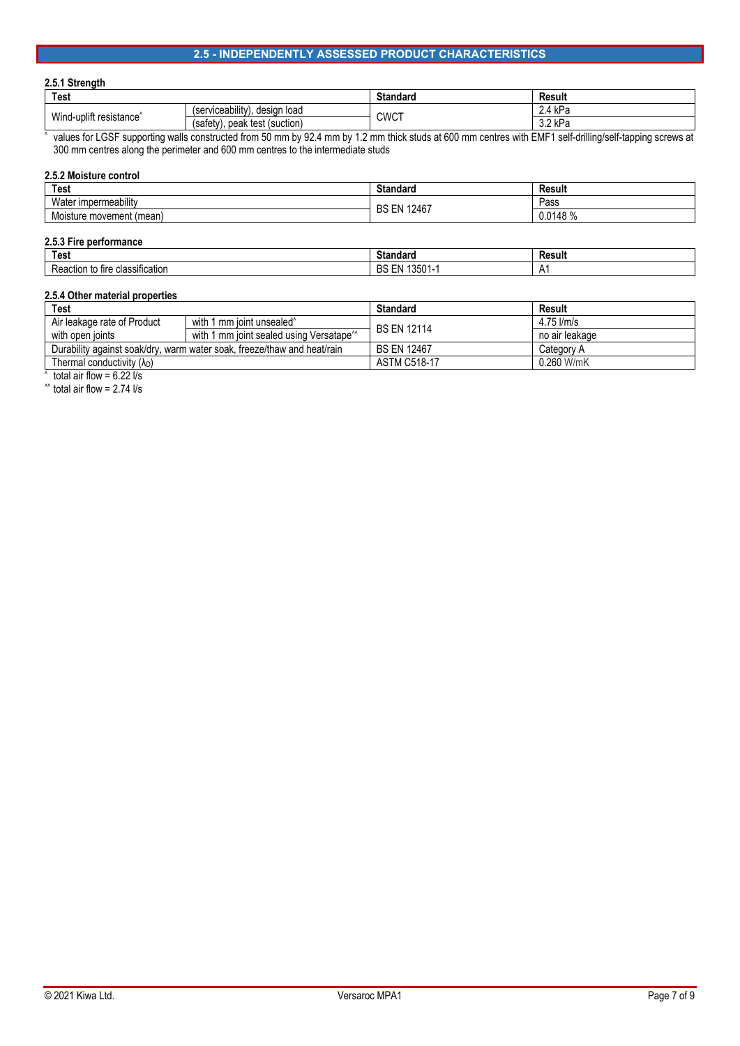## 2.5 - INDEPENDENTLY ASSESSED PRODUCT CHARACTERISTICS

### 2.5.1 Strength

| Test | | Standard | Result |
|---|---|---|---|
| Wind-uplift resistance^ | (serviceability), design load | CWCT | 2.4 kPa |
| | (safety), peak test (suction) | | 3.2 kPa |

^ values for LGSF supporting walls constructed from 50 mm by 92.4 mm by 1.2 mm thick studs at 600 mm centres with EMF1 self-drilling/self-tapping screws at 300 mm centres along the perimeter and 600 mm centres to the intermediate studs

### 2.5.2 Moisture control

| Test | Standard | Result |
|---|---|---|
| Water impermeability | BS EN 12467 | Pass |
| Moisture movement (mean) | | 0.0148 % |

### 2.5.3 Fire performance

| Test | Standard | Result |
|---|---|---|
| Reaction to fire classification | BS EN 13501-1 | A1 |

### 2.5.4 Other material properties

| Test | | Standard | Result |
|---|---|---|---|
| Air leakage rate of Product with open joints | with 1 mm joint unsealed^ | BS EN 12114 | 4.75 l/m/s |
| | with 1 mm joint sealed using Versatape^^ | | no air leakage |
| Durability against soak/dry, warm water soak, freeze/thaw and heat/rain | | BS EN 12467 | Category A |
| Thermal conductivity ($\lambda_D$) | | ASTM C518-17 | 0.260 W/mK |

^ total air flow = 6.22 l/s

^^ total air flow = 2.74 l/s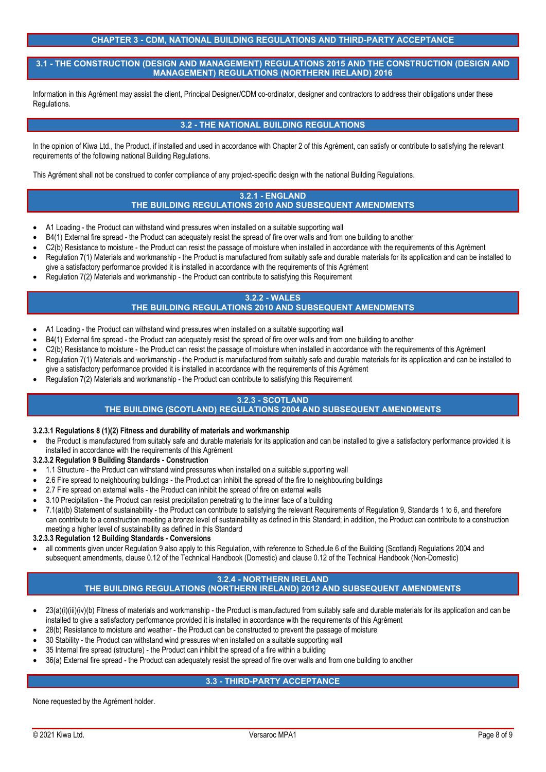# CHAPTER 3 - CDM, NATIONAL BUILDING REGULATIONS AND THIRD-PARTY ACCEPTANCE

## 3.1 - THE CONSTRUCTION (DESIGN AND MANAGEMENT) REGULATIONS 2015 AND THE CONSTRUCTION (DESIGN AND MANAGEMENT) REGULATIONS (NORTHERN IRELAND) 2016

Information in this Agrément may assist the client, Principal Designer/CDM co-ordinator, designer and contractors to address their obligations under these Regulations.

## 3.2 - THE NATIONAL BUILDING REGULATIONS

In the opinion of Kiwa Ltd., the Product, if installed and used in accordance with Chapter 2 of this Agrément, can satisfy or contribute to satisfying the relevant requirements of the following national Building Regulations.

This Agrément shall not be construed to confer compliance of any project-specific design with the national Building Regulations.

### 3.2.1 - ENGLAND
### THE BUILDING REGULATIONS 2010 AND SUBSEQUENT AMENDMENTS

- A1 Loading - the Product can withstand wind pressures when installed on a suitable supporting wall
- B4(1) External fire spread - the Product can adequately resist the spread of fire over walls and from one building to another
- C2(b) Resistance to moisture - the Product can resist the passage of moisture when installed in accordance with the requirements of this Agrément
- Regulation 7(1) Materials and workmanship - the Product is manufactured from suitably safe and durable materials for its application and can be installed to give a satisfactory performance provided it is installed in accordance with the requirements of this Agrément
- Regulation 7(2) Materials and workmanship - the Product can contribute to satisfying this Requirement

### 3.2.2 - WALES
### THE BUILDING REGULATIONS 2010 AND SUBSEQUENT AMENDMENTS

- A1 Loading - the Product can withstand wind pressures when installed on a suitable supporting wall
- B4(1) External fire spread - the Product can adequately resist the spread of fire over walls and from one building to another
- C2(b) Resistance to moisture - the Product can resist the passage of moisture when installed in accordance with the requirements of this Agrément
- Regulation 7(1) Materials and workmanship - the Product is manufactured from suitably safe and durable materials for its application and can be installed to give a satisfactory performance provided it is installed in accordance with the requirements of this Agrément
- Regulation 7(2) Materials and workmanship - the Product can contribute to satisfying this Requirement

### 3.2.3 - SCOTLAND
### THE BUILDING (SCOTLAND) REGULATIONS 2004 AND SUBSEQUENT AMENDMENTS

**3.2.3.1 Regulations 8 (1)(2) Fitness and durability of materials and workmanship**

- the Product is manufactured from suitably safe and durable materials for its application and can be installed to give a satisfactory performance provided it is installed in accordance with the requirements of this Agrément

**3.2.3.2 Regulation 9 Building Standards - Construction**

- 1.1 Structure - the Product can withstand wind pressures when installed on a suitable supporting wall
- 2.6 Fire spread to neighbouring buildings - the Product can inhibit the spread of the fire to neighbouring buildings
- 2.7 Fire spread on external walls - the Product can inhibit the spread of fire on external walls
- 3.10 Precipitation - the Product can resist precipitation penetrating to the inner face of a building
- 7.1(a)(b) Statement of sustainability - the Product can contribute to satisfying the relevant Requirements of Regulation 9, Standards 1 to 6, and therefore can contribute to a construction meeting a bronze level of sustainability as defined in this Standard; in addition, the Product can contribute to a construction meeting a higher level of sustainability as defined in this Standard

**3.2.3.3 Regulation 12 Building Standards - Conversions**

- all comments given under Regulation 9 also apply to this Regulation, with reference to Schedule 6 of the Building (Scotland) Regulations 2004 and subsequent amendments, clause 0.12 of the Technical Handbook (Domestic) and clause 0.12 of the Technical Handbook (Non-Domestic)

### 3.2.4 - NORTHERN IRELAND
### THE BUILDING REGULATIONS (NORTHERN IRELAND) 2012 AND SUBSEQUENT AMENDMENTS

- 23(a)(i)(iii)(iv)(b) Fitness of materials and workmanship - the Product is manufactured from suitably safe and durable materials for its application and can be installed to give a satisfactory performance provided it is installed in accordance with the requirements of this Agrément
- 28(b) Resistance to moisture and weather - the Product can be constructed to prevent the passage of moisture
- 30 Stability - the Product can withstand wind pressures when installed on a suitable supporting wall
- 35 Internal fire spread (structure) - the Product can inhibit the spread of a fire within a building
- 36(a) External fire spread - the Product can adequately resist the spread of fire over walls and from one building to another

## 3.3 - THIRD-PARTY ACCEPTANCE

None requested by the Agrément holder.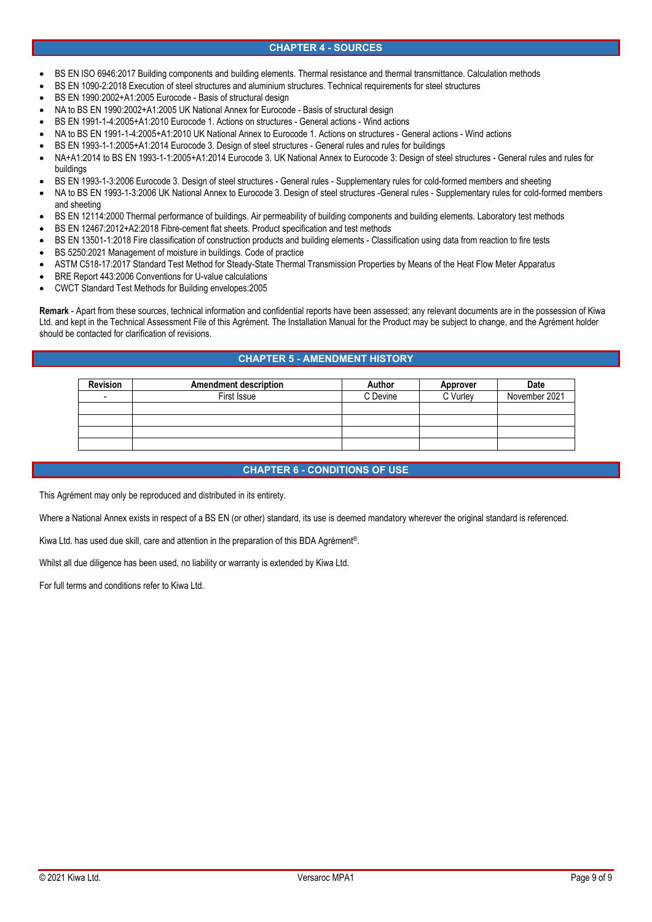## CHAPTER 4 - SOURCES

- BS EN ISO 6946:2017 Building components and building elements. Thermal resistance and thermal transmittance. Calculation methods
- BS EN 1090-2:2018 Execution of steel structures and aluminium structures. Technical requirements for steel structures
- BS EN 1990:2002+A1:2005 Eurocode - Basis of structural design
- NA to BS EN 1990:2002+A1:2005 UK National Annex for Eurocode - Basis of structural design
- BS EN 1991-1-4:2005+A1:2010 Eurocode 1. Actions on structures - General actions - Wind actions
- NA to BS EN 1991-1-4:2005+A1:2010 UK National Annex to Eurocode 1. Actions on structures - General actions - Wind actions
- BS EN 1993-1-1:2005+A1:2014 Eurocode 3. Design of steel structures - General rules and rules for buildings
- NA+A1:2014 to BS EN 1993-1-1:2005+A1:2014 Eurocode 3. UK National Annex to Eurocode 3: Design of steel structures - General rules and rules for buildings
- BS EN 1993-1-3:2006 Eurocode 3. Design of steel structures - General rules - Supplementary rules for cold-formed members and sheeting
- NA to BS EN 1993-1-3:2006 UK National Annex to Eurocode 3. Design of steel structures -General rules - Supplementary rules for cold-formed members and sheeting
- BS EN 12114:2000 Thermal performance of buildings. Air permeability of building components and building elements. Laboratory test methods
- BS EN 12467:2012+A2:2018 Fibre-cement flat sheets. Product specification and test methods
- BS EN 13501-1:2018 Fire classification of construction products and building elements - Classification using data from reaction to fire tests
- BS 5250:2021 Management of moisture in buildings. Code of practice
- ASTM C518-17:2017 Standard Test Method for Steady-State Thermal Transmission Properties by Means of the Heat Flow Meter Apparatus
- BRE Report 443:2006 Conventions for U-value calculations
- CWCT Standard Test Methods for Building envelopes:2005

**Remark** - Apart from these sources, technical information and confidential reports have been assessed; any relevant documents are in the possession of Kiwa Ltd. and kept in the Technical Assessment File of this Agrément. The Installation Manual for the Product may be subject to change, and the Agrément holder should be contacted for clarification of revisions.

## CHAPTER 5 - AMENDMENT HISTORY

| Revision | Amendment description | Author | Approver | Date |
|---|---|---|---|---|
| - | First Issue | C Devine | C Vurley | November 2021 |
| | | | | |
| | | | | |
| | | | | |
| | | | | |

## CHAPTER 6 - CONDITIONS OF USE

This Agrément may only be reproduced and distributed in its entirety.

Where a National Annex exists in respect of a BS EN (or other) standard, its use is deemed mandatory wherever the original standard is referenced.

Kiwa Ltd. has used due skill, care and attention in the preparation of this BDA Agrément®.

Whilst all due diligence has been used, no liability or warranty is extended by Kiwa Ltd.

For full terms and conditions refer to Kiwa Ltd.